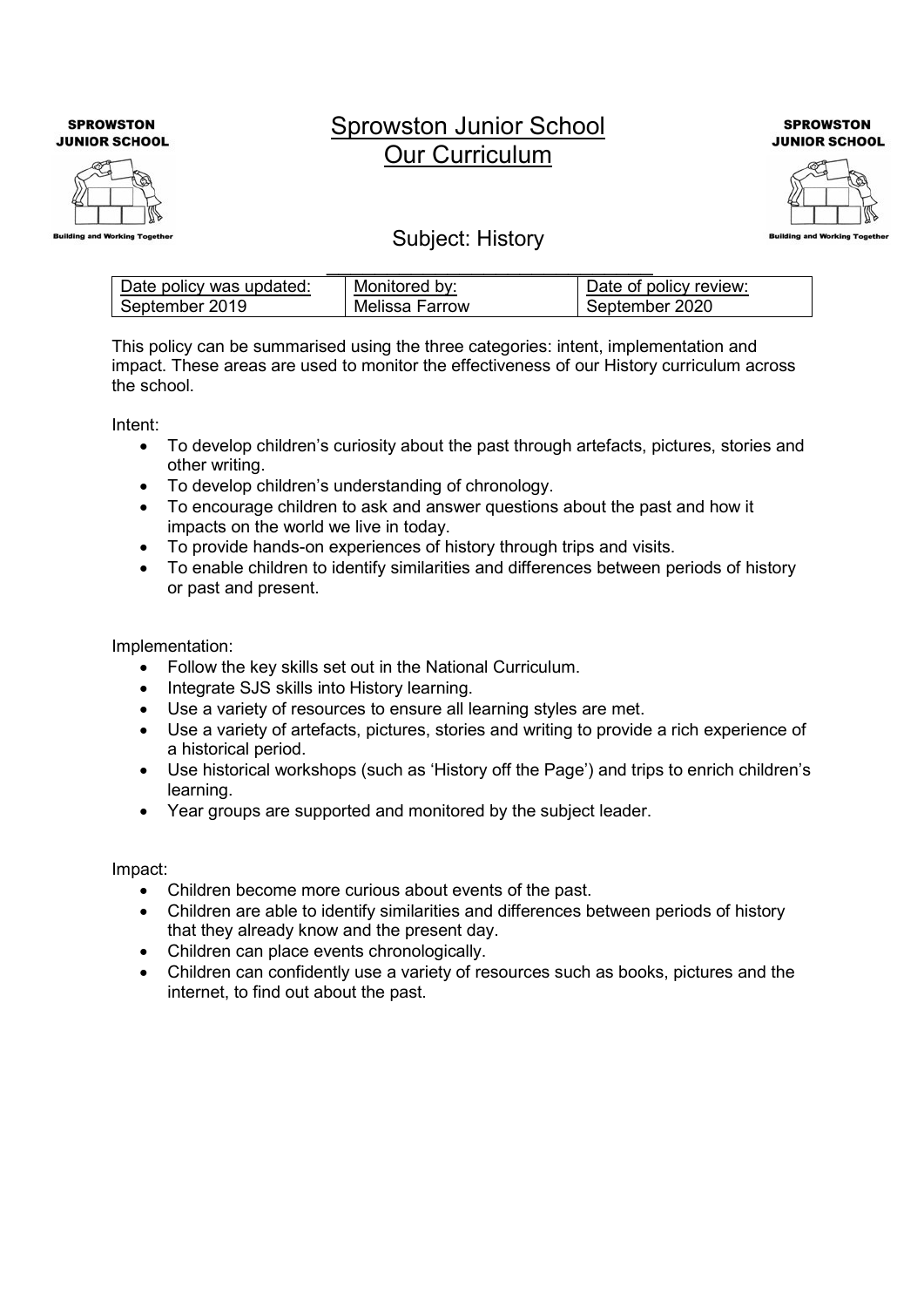# Sprowston Junior School
# Our Curriculum

## Subject: History

| Date policy was updated: | Monitored by: | Date of policy review: |
|---|---|---|
| September 2019 | Melissa Farrow | September 2020 |

This policy can be summarised using the three categories: intent, implementation and impact. These areas are used to monitor the effectiveness of our History curriculum across the school.

Intent:

- To develop children's curiosity about the past through artefacts, pictures, stories and other writing.
- To develop children's understanding of chronology.
- To encourage children to ask and answer questions about the past and how it impacts on the world we live in today.
- To provide hands-on experiences of history through trips and visits.
- To enable children to identify similarities and differences between periods of history or past and present.

Implementation:

- Follow the key skills set out in the National Curriculum.
- Integrate SJS skills into History learning.
- Use a variety of resources to ensure all learning styles are met.
- Use a variety of artefacts, pictures, stories and writing to provide a rich experience of a historical period.
- Use historical workshops (such as 'History off the Page') and trips to enrich children's learning.
- Year groups are supported and monitored by the subject leader.

Impact:

- Children become more curious about events of the past.
- Children are able to identify similarities and differences between periods of history that they already know and the present day.
- Children can place events chronologically.
- Children can confidently use a variety of resources such as books, pictures and the internet, to find out about the past.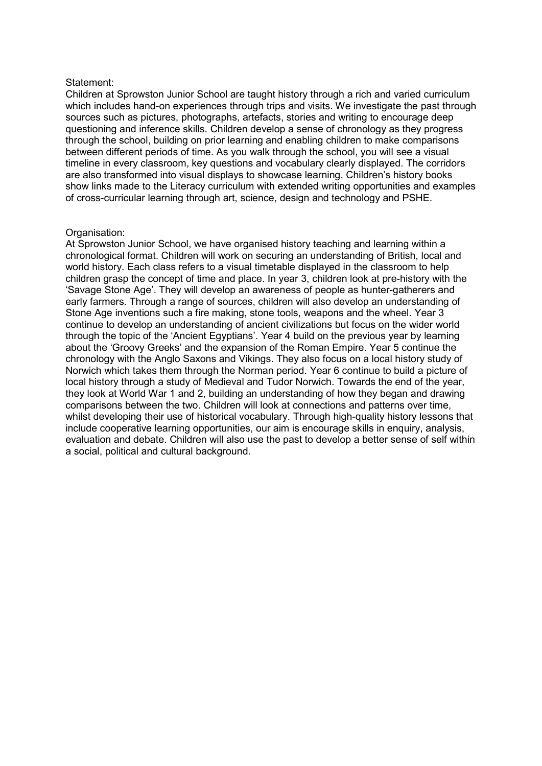Statement:

Children at Sprowston Junior School are taught history through a rich and varied curriculum which includes hand-on experiences through trips and visits. We investigate the past through sources such as pictures, photographs, artefacts, stories and writing to encourage deep questioning and inference skills. Children develop a sense of chronology as they progress through the school, building on prior learning and enabling children to make comparisons between different periods of time. As you walk through the school, you will see a visual timeline in every classroom, key questions and vocabulary clearly displayed. The corridors are also transformed into visual displays to showcase learning. Children's history books show links made to the Literacy curriculum with extended writing opportunities and examples of cross-curricular learning through art, science, design and technology and PSHE.

Organisation:

At Sprowston Junior School, we have organised history teaching and learning within a chronological format. Children will work on securing an understanding of British, local and world history. Each class refers to a visual timetable displayed in the classroom to help children grasp the concept of time and place. In year 3, children look at pre-history with the 'Savage Stone Age'. They will develop an awareness of people as hunter-gatherers and early farmers. Through a range of sources, children will also develop an understanding of Stone Age inventions such a fire making, stone tools, weapons and the wheel. Year 3 continue to develop an understanding of ancient civilizations but focus on the wider world through the topic of the 'Ancient Egyptians'. Year 4 build on the previous year by learning about the 'Groovy Greeks' and the expansion of the Roman Empire. Year 5 continue the chronology with the Anglo Saxons and Vikings. They also focus on a local history study of Norwich which takes them through the Norman period. Year 6 continue to build a picture of local history through a study of Medieval and Tudor Norwich. Towards the end of the year, they look at World War 1 and 2, building an understanding of how they began and drawing comparisons between the two. Children will look at connections and patterns over time, whilst developing their use of historical vocabulary. Through high-quality history lessons that include cooperative learning opportunities, our aim is encourage skills in enquiry, analysis, evaluation and debate. Children will also use the past to develop a better sense of self within a social, political and cultural background.